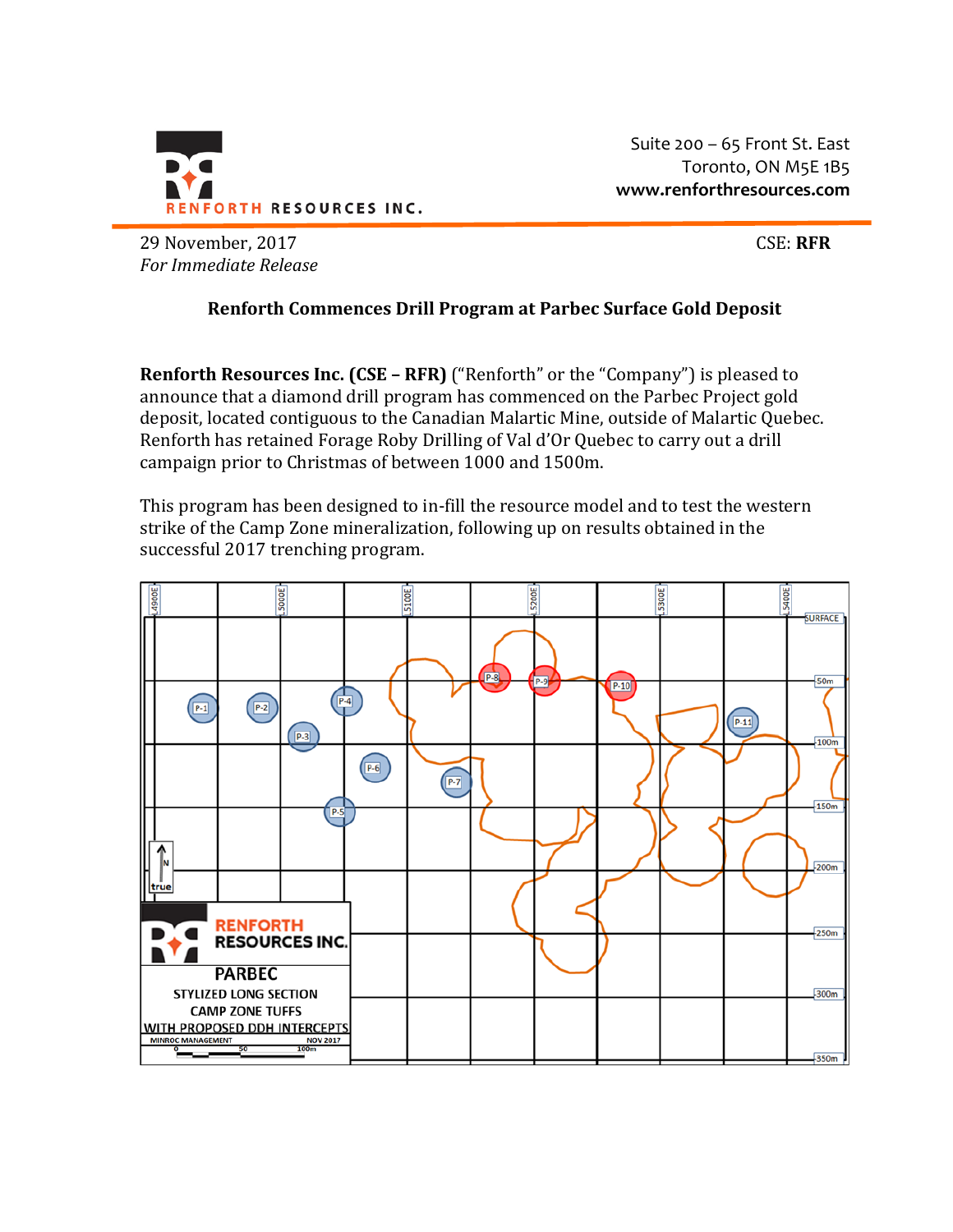Suite 200 – 65 Front St. East
Toronto, ON M5E 1B5
www.renforthresources.com

29 November, 2017
*For Immediate Release*

CSE: **RFR**

**Renforth Commences Drill Program at Parbec Surface Gold Deposit**

**Renforth Resources Inc. (CSE – RFR)** ("Renforth" or the "Company") is pleased to announce that a diamond drill program has commenced on the Parbec Project gold deposit, located contiguous to the Canadian Malartic Mine, outside of Malartic Quebec. Renforth has retained Forage Roby Drilling of Val d'Or Quebec to carry out a drill campaign prior to Christmas of between 1000 and 1500m.

This program has been designed to in-fill the resource model and to test the western strike of the Camp Zone mineralization, following up on results obtained in the successful 2017 trenching program.

RENFORTH RESOURCES INC.
PARBEC
STYLIZED LONG SECTION
CAMP ZONE TUFFS
WITH PROPOSED DDH INTERCEPTS
MINROC MANAGEMENT NOV 2017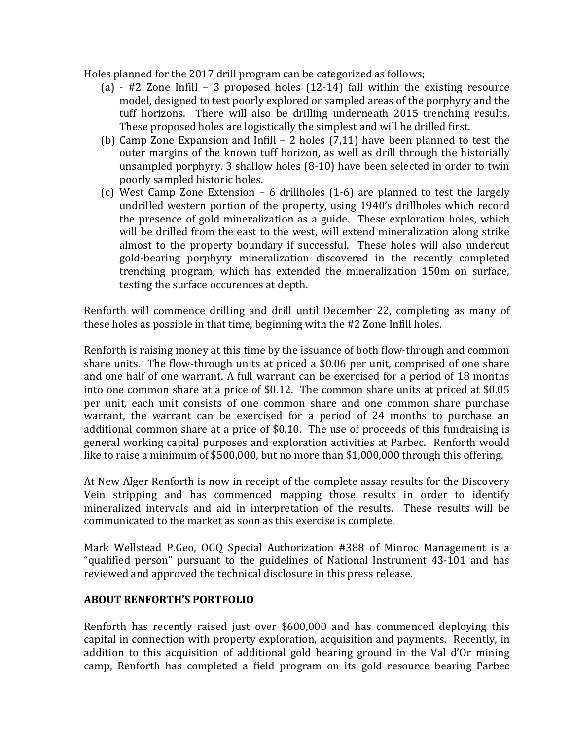Holes planned for the 2017 drill program can be categorized as follows;

(a) - #2 Zone Infill – 3 proposed holes (12-14) fall within the existing resource model, designed to test poorly explored or sampled areas of the porphyry and the tuff horizons. There will also be drilling underneath 2015 trenching results. These proposed holes are logistically the simplest and will be drilled first.

(b) Camp Zone Expansion and Infill – 2 holes (7,11) have been planned to test the outer margins of the known tuff horizon, as well as drill through the historially unsampled porphyry. 3 shallow holes (8-10) have been selected in order to twin poorly sampled historic holes.

(c) West Camp Zone Extension – 6 drillholes (1-6) are planned to test the largely undrilled western portion of the property, using 1940's drillholes which record the presence of gold mineralization as a guide. These exploration holes, which will be drilled from the east to the west, will extend mineralization along strike almost to the property boundary if successful. These holes will also undercut gold-bearing porphyry mineralization discovered in the recently completed trenching program, which has extended the mineralization 150m on surface, testing the surface occurences at depth.

Renforth will commence drilling and drill until December 22, completing as many of these holes as possible in that time, beginning with the #2 Zone Infill holes.

Renforth is raising money at this time by the issuance of both flow-through and common share units. The flow-through units at priced a $0.06 per unit, comprised of one share and one half of one warrant. A full warrant can be exercised for a period of 18 months into one common share at a price of $0.12. The common share units at priced at $0.05 per unit, each unit consists of one common share and one common share purchase warrant, the warrant can be exercised for a period of 24 months to purchase an additional common share at a price of $0.10. The use of proceeds of this fundraising is general working capital purposes and exploration activities at Parbec. Renforth would like to raise a minimum of $500,000, but no more than $1,000,000 through this offering.

At New Alger Renforth is now in receipt of the complete assay results for the Discovery Vein stripping and has commenced mapping those results in order to identify mineralized intervals and aid in interpretation of the results. These results will be communicated to the market as soon as this exercise is complete.

Mark Wellstead P.Geo, OGQ Special Authorization #388 of Minroc Management is a "qualified person" pursuant to the guidelines of National Instrument 43-101 and has reviewed and approved the technical disclosure in this press release.

**ABOUT RENFORTH'S PORTFOLIO**

Renforth has recently raised just over $600,000 and has commenced deploying this capital in connection with property exploration, acquisition and payments. Recently, in addition to this acquisition of additional gold bearing ground in the Val d'Or mining camp, Renforth has completed a field program on its gold resource bearing Parbec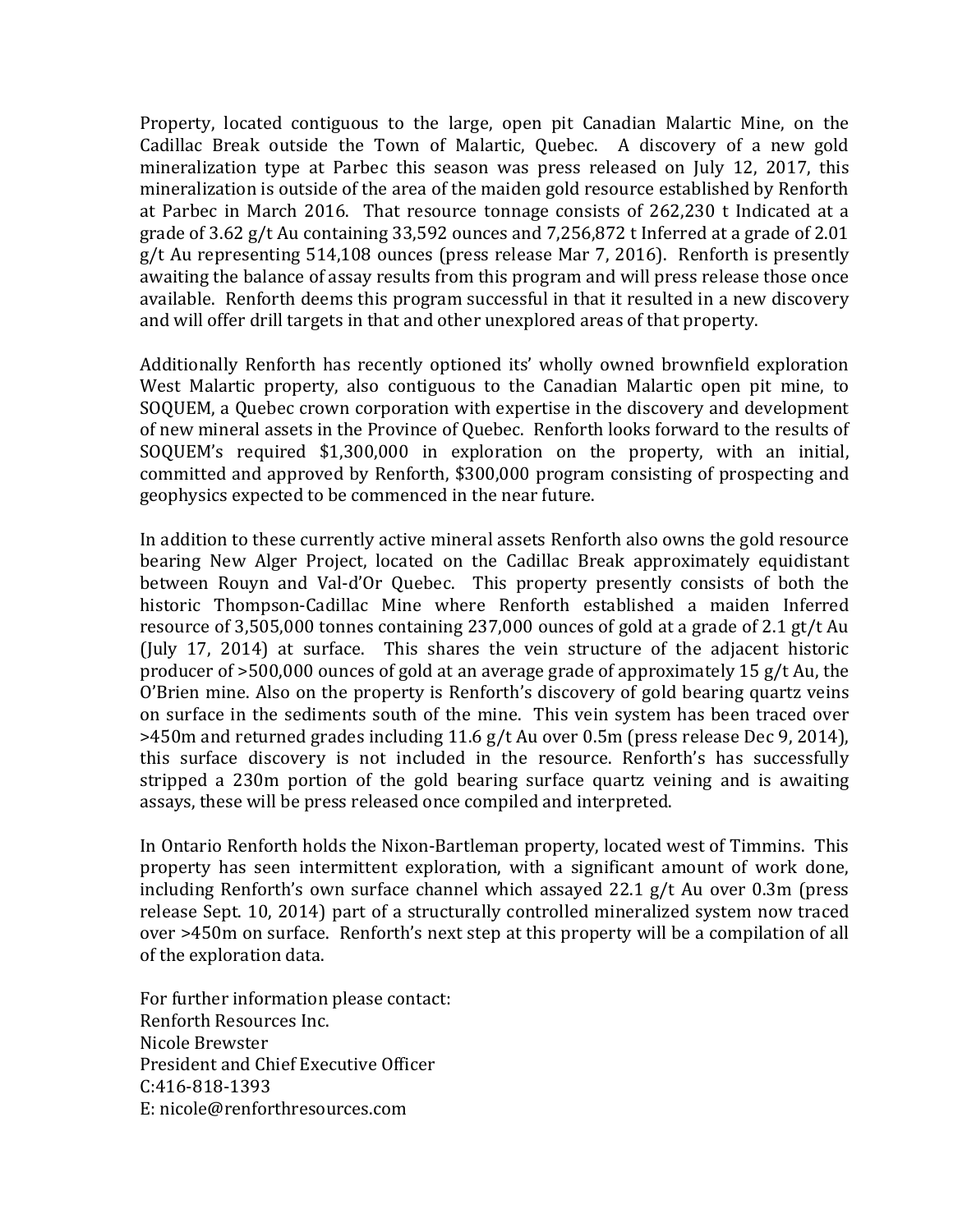Property, located contiguous to the large, open pit Canadian Malartic Mine, on the Cadillac Break outside the Town of Malartic, Quebec. A discovery of a new gold mineralization type at Parbec this season was press released on July 12, 2017, this mineralization is outside of the area of the maiden gold resource established by Renforth at Parbec in March 2016. That resource tonnage consists of 262,230 t Indicated at a grade of 3.62 g/t Au containing 33,592 ounces and 7,256,872 t Inferred at a grade of 2.01 g/t Au representing 514,108 ounces (press release Mar 7, 2016). Renforth is presently awaiting the balance of assay results from this program and will press release those once available. Renforth deems this program successful in that it resulted in a new discovery and will offer drill targets in that and other unexplored areas of that property.

Additionally Renforth has recently optioned its' wholly owned brownfield exploration West Malartic property, also contiguous to the Canadian Malartic open pit mine, to SOQUEM, a Quebec crown corporation with expertise in the discovery and development of new mineral assets in the Province of Quebec. Renforth looks forward to the results of SOQUEM's required $1,300,000 in exploration on the property, with an initial, committed and approved by Renforth, $300,000 program consisting of prospecting and geophysics expected to be commenced in the near future.

In addition to these currently active mineral assets Renforth also owns the gold resource bearing New Alger Project, located on the Cadillac Break approximately equidistant between Rouyn and Val-d'Or Quebec. This property presently consists of both the historic Thompson-Cadillac Mine where Renforth established a maiden Inferred resource of 3,505,000 tonnes containing 237,000 ounces of gold at a grade of 2.1 gt/t Au (July 17, 2014) at surface. This shares the vein structure of the adjacent historic producer of >500,000 ounces of gold at an average grade of approximately 15 g/t Au, the O'Brien mine. Also on the property is Renforth's discovery of gold bearing quartz veins on surface in the sediments south of the mine. This vein system has been traced over >450m and returned grades including 11.6 g/t Au over 0.5m (press release Dec 9, 2014), this surface discovery is not included in the resource. Renforth's has successfully stripped a 230m portion of the gold bearing surface quartz veining and is awaiting assays, these will be press released once compiled and interpreted.

In Ontario Renforth holds the Nixon-Bartleman property, located west of Timmins. This property has seen intermittent exploration, with a significant amount of work done, including Renforth's own surface channel which assayed 22.1 g/t Au over 0.3m (press release Sept. 10, 2014) part of a structurally controlled mineralized system now traced over >450m on surface. Renforth's next step at this property will be a compilation of all of the exploration data.

For further information please contact:
Renforth Resources Inc.
Nicole Brewster
President and Chief Executive Officer
C:416-818-1393
E: nicole@renforthresources.com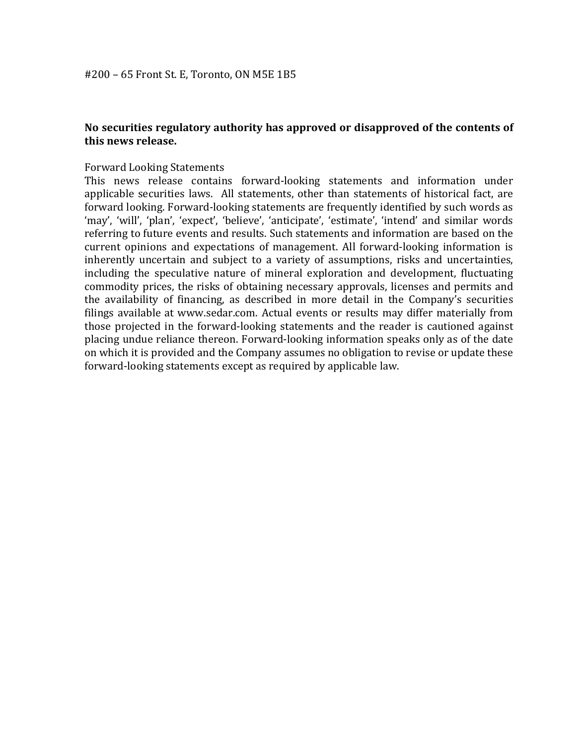#200 – 65 Front St. E, Toronto, ON M5E 1B5

**No securities regulatory authority has approved or disapproved of the contents of this news release.**

Forward Looking Statements

This news release contains forward-looking statements and information under applicable securities laws. All statements, other than statements of historical fact, are forward looking. Forward-looking statements are frequently identified by such words as 'may', 'will', 'plan', 'expect', 'believe', 'anticipate', 'estimate', 'intend' and similar words referring to future events and results. Such statements and information are based on the current opinions and expectations of management. All forward-looking information is inherently uncertain and subject to a variety of assumptions, risks and uncertainties, including the speculative nature of mineral exploration and development, fluctuating commodity prices, the risks of obtaining necessary approvals, licenses and permits and the availability of financing, as described in more detail in the Company's securities filings available at www.sedar.com. Actual events or results may differ materially from those projected in the forward-looking statements and the reader is cautioned against placing undue reliance thereon. Forward-looking information speaks only as of the date on which it is provided and the Company assumes no obligation to revise or update these forward-looking statements except as required by applicable law.